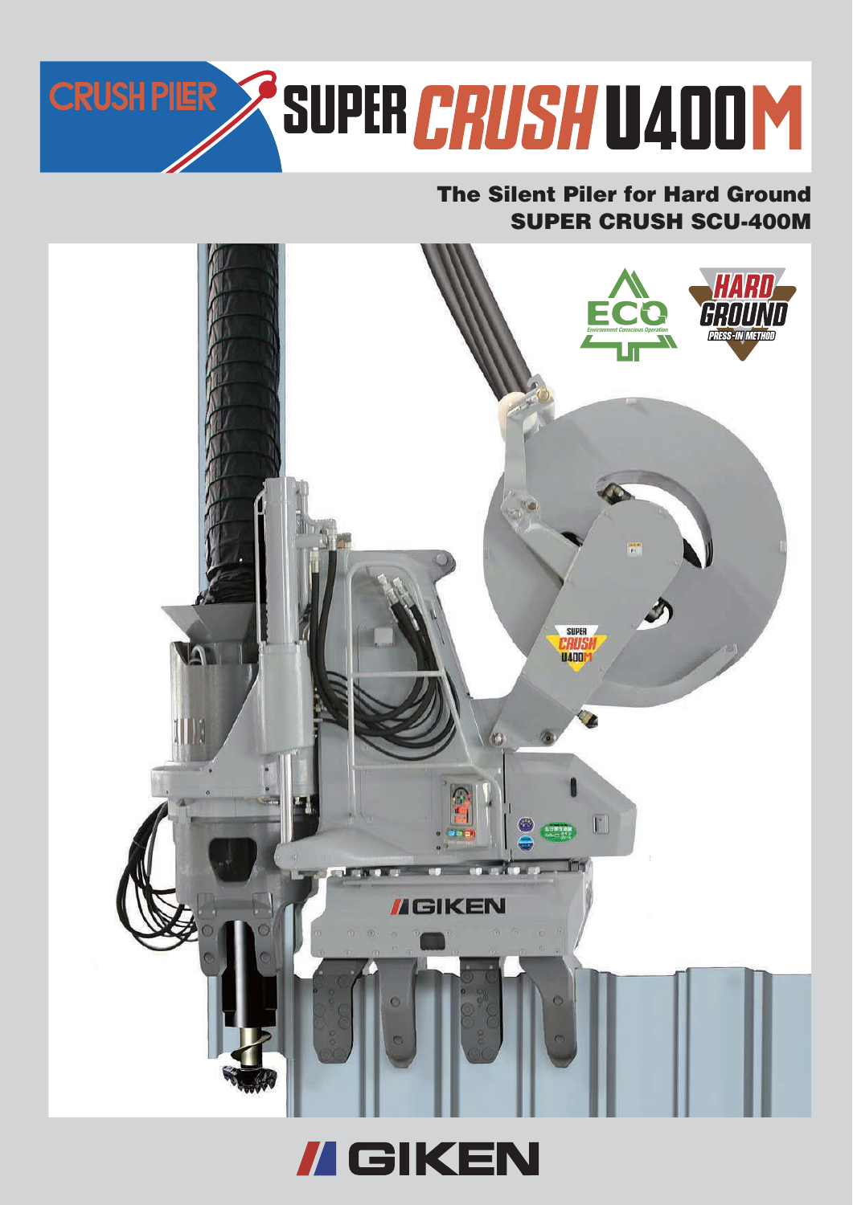# CRUSH PILER SUPER CRUSH U400M

## The Silent Piler for Hard Ground
## SUPER CRUSH SCU-400M

GIKEN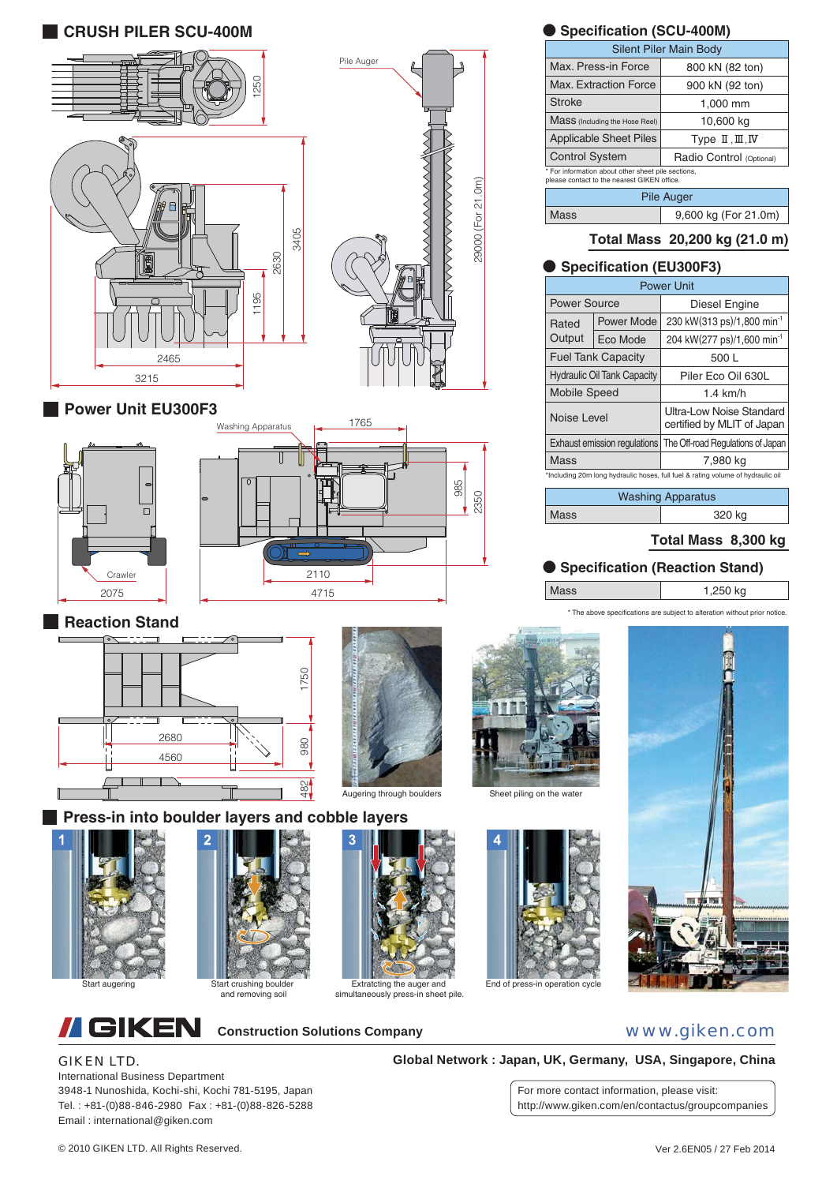## CRUSH PILER SCU-400M

Pile Auger

1250
3405
2630
1195
2465
3215
29000 (For 21.0m)

## Power Unit EU300F3

Washing Apparatus
1765
985
2350
Crawler
2075
2110
4715

## Reaction Stand

1750
2680
980
4560
482

Augering through boulders

Sheet piling on the water

## Press-in into boulder layers and cobble layers

1 Start augering

2 Start crushing boulder and removing soil

3 Extratcting the auger and simultaneously press-in sheet pile.

4 End of press-in operation cycle

## Specification (SCU-400M)

| Silent Piler Main Body | |
|---|---|
| Max. Press-in Force | 800 kN (82 ton) |
| Max. Extraction Force | 900 kN (92 ton) |
| Stroke | 1,000 mm |
| Mass (Including the Hose Reel) | 10,600 kg |
| Applicable Sheet Piles | Type Ⅱ, Ⅲ, Ⅳ |
| Control System | Radio Control (Optional) |

* For information about other sheet pile sections, please contact to the nearest GIKEN office.

| Pile Auger | |
|---|---|
| Mass | 9,600 kg (For 21.0m) |

**Total Mass 20,200 kg (21.0 m)**

## Specification (EU300F3)

| Power Unit | | |
|---|---|---|
| Power Source | | Diesel Engine |
| Rated Output | Power Mode | 230 kW(313 ps)/1,800 min$^{-1}$ |
| | Eco Mode | 204 kW(277 ps)/1,600 min$^{-1}$ |
| Fuel Tank Capacity | | 500 L |
| Hydraulic Oil Tank Capacity | | Piler Eco Oil 630L |
| Mobile Speed | | 1.4 km/h |
| Noise Level | | Ultra-Low Noise Standard certified by MLIT of Japan |
| Exhaust emission regulations | | The Off-road Regulations of Japan |
| Mass | | 7,980 kg |

*Including 20m long hydraulic hoses, full fuel & rating volume of hydraulic oil

| Washing Apparatus | |
|---|---|
| Mass | 320 kg |

**Total Mass 8,300 kg**

## Specification (Reaction Stand)

| | |
|---|---|
| Mass | 1,250 kg |

* The above specifications are subject to alteration without prior notice.

**GIKEN** Construction Solutions Company

www.giken.com

GIKEN LTD.
International Business Department
3948-1 Nunoshida, Kochi-shi, Kochi 781-5195, Japan
Tel. : +81-(0)88-846-2980 Fax : +81-(0)88-826-5288
Email : international@giken.com

**Global Network : Japan, UK, Germany, USA, Singapore, China**

For more contact information, please visit:
http://www.giken.com/en/contactus/groupcompanies

© 2010 GIKEN LTD. All Rights Reserved.

Ver 2.6EN05 / 27 Feb 2014